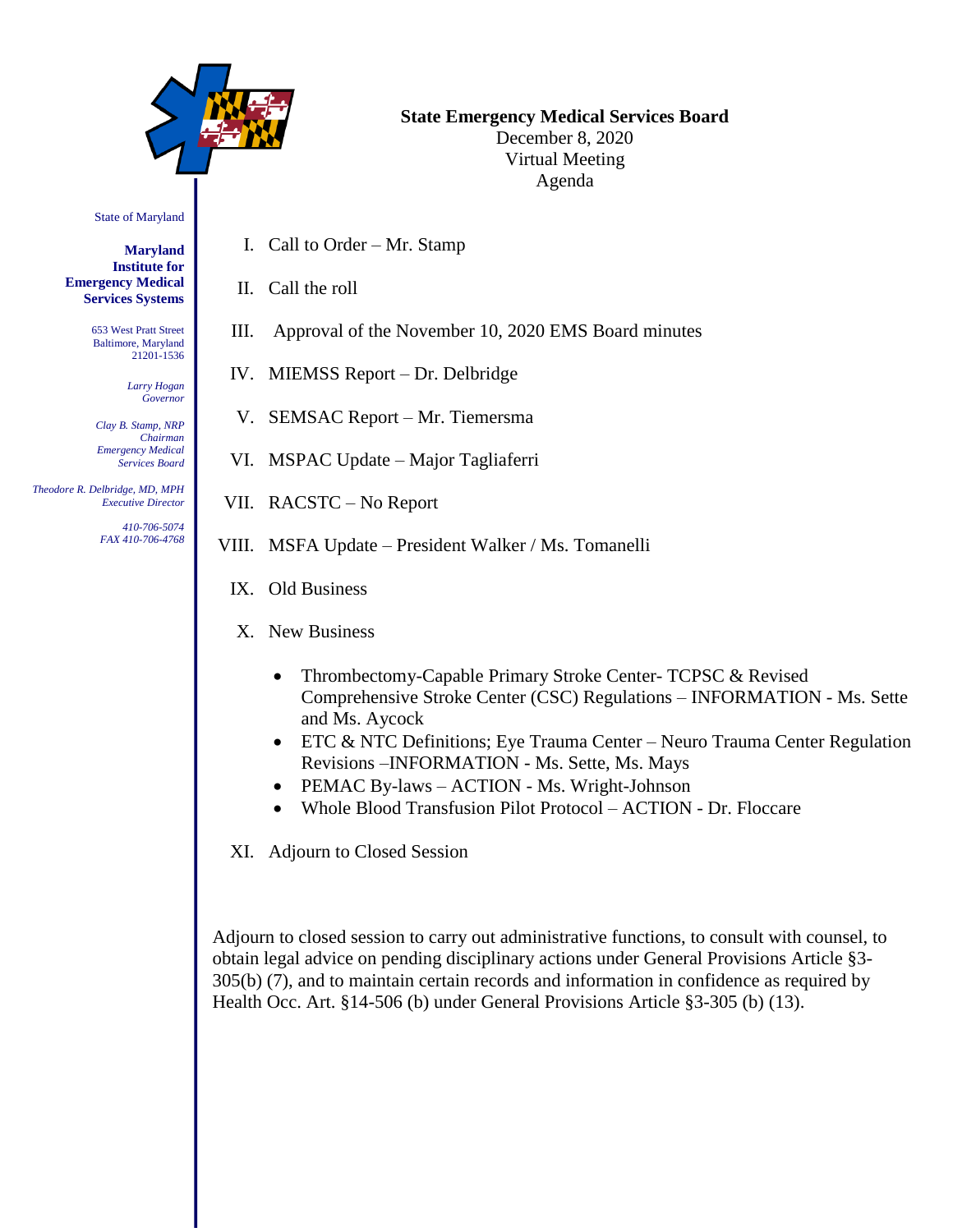State of Maryland

**Maryland Institute for Emergency Medical Services Systems**

653 West Pratt Street
Baltimore, Maryland
21201-1536

*Larry Hogan*
*Governor*

*Clay B. Stamp, NRP*
*Chairman*
*Emergency Medical Services Board*

*Theodore R. Delbridge, MD, MPH*
*Executive Director*

*410-706-5074*
*FAX 410-706-4768*

**State Emergency Medical Services Board**
December 8, 2020
Virtual Meeting
Agenda

I. Call to Order – Mr. Stamp

II. Call the roll

III. Approval of the November 10, 2020 EMS Board minutes

IV. MIEMSS Report – Dr. Delbridge

V. SEMSAC Report – Mr. Tiemersma

VI. MSPAC Update – Major Tagliaferri

VII. RACSTC – No Report

VIII. MSFA Update – President Walker / Ms. Tomanelli

IX. Old Business

X. New Business

- Thrombectomy-Capable Primary Stroke Center- TCPSC & Revised Comprehensive Stroke Center (CSC) Regulations – INFORMATION - Ms. Sette and Ms. Aycock
- ETC & NTC Definitions; Eye Trauma Center – Neuro Trauma Center Regulation Revisions –INFORMATION - Ms. Sette, Ms. Mays
- PEMAC By-laws – ACTION - Ms. Wright-Johnson
- Whole Blood Transfusion Pilot Protocol – ACTION - Dr. Floccare

XI. Adjourn to Closed Session

Adjourn to closed session to carry out administrative functions, to consult with counsel, to obtain legal advice on pending disciplinary actions under General Provisions Article §3-305(b) (7), and to maintain certain records and information in confidence as required by Health Occ. Art. §14-506 (b) under General Provisions Article §3-305 (b) (13).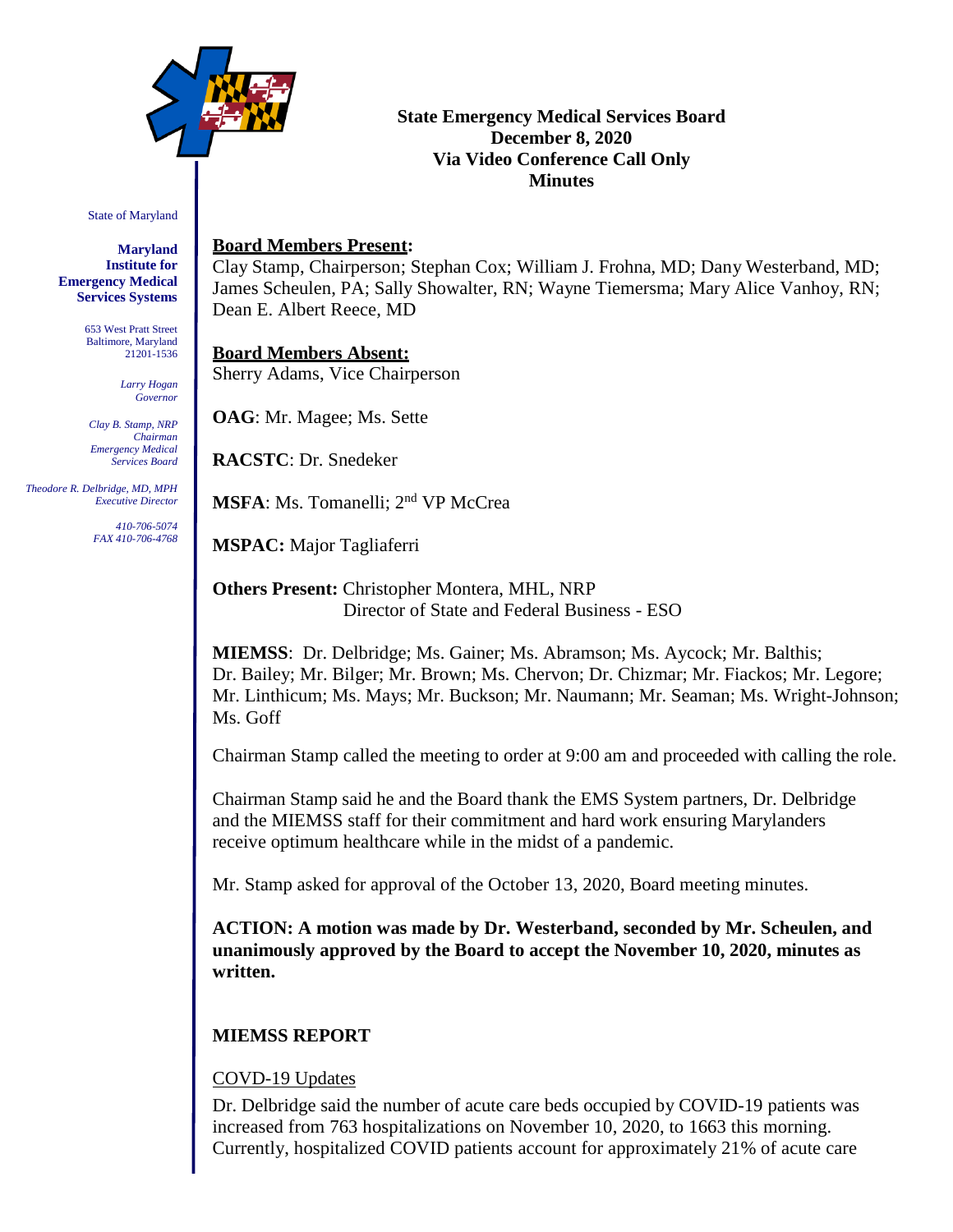State of Maryland

**Maryland Institute for Emergency Medical Services Systems**

653 West Pratt Street
Baltimore, Maryland
21201-1536

*Larry Hogan*
*Governor*

*Clay B. Stamp, NRP*
*Chairman*
*Emergency Medical Services Board*

*Theodore R. Delbridge, MD, MPH*
*Executive Director*

*410-706-5074*
*FAX 410-706-4768*

**State Emergency Medical Services Board**
**December 8, 2020**
**Via Video Conference Call Only**
**Minutes**

**Board Members Present:**
Clay Stamp, Chairperson; Stephan Cox; William J. Frohna, MD; Dany Westerband, MD; James Scheulen, PA; Sally Showalter, RN; Wayne Tiemersma; Mary Alice Vanhoy, RN; Dean E. Albert Reece, MD

**Board Members Absent:**
Sherry Adams, Vice Chairperson

**OAG**: Mr. Magee; Ms. Sette

**RACSTC**: Dr. Snedeker

**MSFA**: Ms. Tomanelli; 2nd VP McCrea

**MSPAC:** Major Tagliaferri

**Others Present:** Christopher Montera, MHL, NRP
Director of State and Federal Business - ESO

**MIEMSS**: Dr. Delbridge; Ms. Gainer; Ms. Abramson; Ms. Aycock; Mr. Balthis; Dr. Bailey; Mr. Bilger; Mr. Brown; Ms. Chervon; Dr. Chizmar; Mr. Fiackos; Mr. Legore; Mr. Linthicum; Ms. Mays; Mr. Buckson; Mr. Naumann; Mr. Seaman; Ms. Wright-Johnson; Ms. Goff

Chairman Stamp called the meeting to order at 9:00 am and proceeded with calling the role.

Chairman Stamp said he and the Board thank the EMS System partners, Dr. Delbridge and the MIEMSS staff for their commitment and hard work ensuring Marylanders receive optimum healthcare while in the midst of a pandemic.

Mr. Stamp asked for approval of the October 13, 2020, Board meeting minutes.

**ACTION: A motion was made by Dr. Westerband, seconded by Mr. Scheulen, and unanimously approved by the Board to accept the November 10, 2020, minutes as written.**

## MIEMSS REPORT

COVD-19 Updates

Dr. Delbridge said the number of acute care beds occupied by COVID-19 patients was increased from 763 hospitalizations on November 10, 2020, to 1663 this morning. Currently, hospitalized COVID patients account for approximately 21% of acute care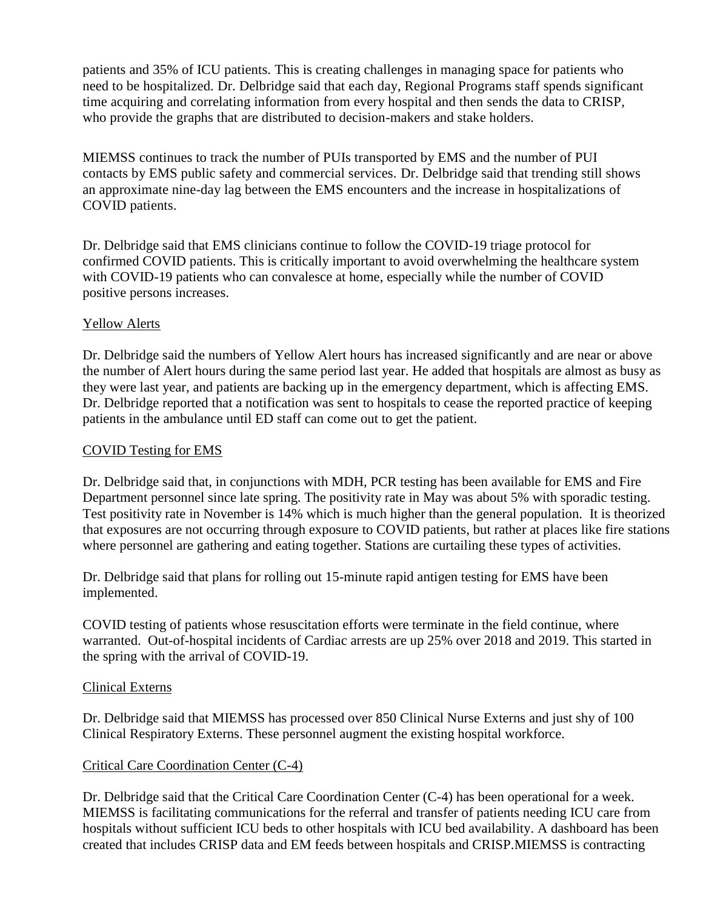patients and 35% of ICU patients. This is creating challenges in managing space for patients who need to be hospitalized. Dr. Delbridge said that each day, Regional Programs staff spends significant time acquiring and correlating information from every hospital and then sends the data to CRISP, who provide the graphs that are distributed to decision-makers and stake holders.

MIEMSS continues to track the number of PUIs transported by EMS and the number of PUI contacts by EMS public safety and commercial services. Dr. Delbridge said that trending still shows an approximate nine-day lag between the EMS encounters and the increase in hospitalizations of COVID patients.

Dr. Delbridge said that EMS clinicians continue to follow the COVID-19 triage protocol for confirmed COVID patients. This is critically important to avoid overwhelming the healthcare system with COVID-19 patients who can convalesce at home, especially while the number of COVID positive persons increases.

Yellow Alerts

Dr. Delbridge said the numbers of Yellow Alert hours has increased significantly and are near or above the number of Alert hours during the same period last year. He added that hospitals are almost as busy as they were last year, and patients are backing up in the emergency department, which is affecting EMS. Dr. Delbridge reported that a notification was sent to hospitals to cease the reported practice of keeping patients in the ambulance until ED staff can come out to get the patient.

COVID Testing for EMS

Dr. Delbridge said that, in conjunctions with MDH, PCR testing has been available for EMS and Fire Department personnel since late spring. The positivity rate in May was about 5% with sporadic testing. Test positivity rate in November is 14% which is much higher than the general population. It is theorized that exposures are not occurring through exposure to COVID patients, but rather at places like fire stations where personnel are gathering and eating together. Stations are curtailing these types of activities.

Dr. Delbridge said that plans for rolling out 15-minute rapid antigen testing for EMS have been implemented.

COVID testing of patients whose resuscitation efforts were terminate in the field continue, where warranted. Out-of-hospital incidents of Cardiac arrests are up 25% over 2018 and 2019. This started in the spring with the arrival of COVID-19.

Clinical Externs

Dr. Delbridge said that MIEMSS has processed over 850 Clinical Nurse Externs and just shy of 100 Clinical Respiratory Externs. These personnel augment the existing hospital workforce.

Critical Care Coordination Center (C-4)

Dr. Delbridge said that the Critical Care Coordination Center (C-4) has been operational for a week. MIEMSS is facilitating communications for the referral and transfer of patients needing ICU care from hospitals without sufficient ICU beds to other hospitals with ICU bed availability. A dashboard has been created that includes CRISP data and EM feeds between hospitals and CRISP.MIEMSS is contracting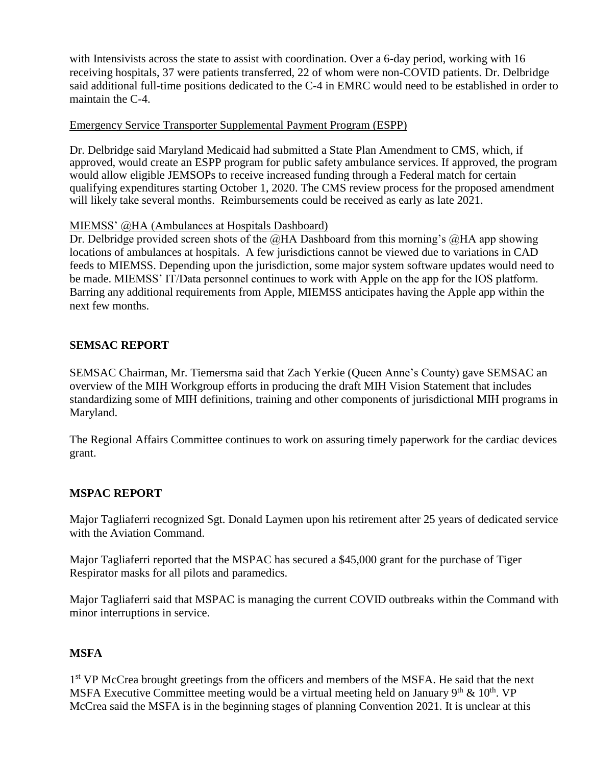with Intensivists across the state to assist with coordination. Over a 6-day period, working with 16 receiving hospitals, 37 were patients transferred, 22 of whom were non-COVID patients. Dr. Delbridge said additional full-time positions dedicated to the C-4 in EMRC would need to be established in order to maintain the C-4.

Emergency Service Transporter Supplemental Payment Program (ESPP)

Dr. Delbridge said Maryland Medicaid had submitted a State Plan Amendment to CMS, which, if approved, would create an ESPP program for public safety ambulance services. If approved, the program would allow eligible JEMSOPs to receive increased funding through a Federal match for certain qualifying expenditures starting October 1, 2020. The CMS review process for the proposed amendment will likely take several months. Reimbursements could be received as early as late 2021.

MIEMSS' @HA (Ambulances at Hospitals Dashboard)

Dr. Delbridge provided screen shots of the @HA Dashboard from this morning's @HA app showing locations of ambulances at hospitals. A few jurisdictions cannot be viewed due to variations in CAD feeds to MIEMSS. Depending upon the jurisdiction, some major system software updates would need to be made. MIEMSS' IT/Data personnel continues to work with Apple on the app for the IOS platform. Barring any additional requirements from Apple, MIEMSS anticipates having the Apple app within the next few months.

**SEMSAC REPORT**

SEMSAC Chairman, Mr. Tiemersma said that Zach Yerkie (Queen Anne's County) gave SEMSAC an overview of the MIH Workgroup efforts in producing the draft MIH Vision Statement that includes standardizing some of MIH definitions, training and other components of jurisdictional MIH programs in Maryland.

The Regional Affairs Committee continues to work on assuring timely paperwork for the cardiac devices grant.

**MSPAC REPORT**

Major Tagliaferri recognized Sgt. Donald Laymen upon his retirement after 25 years of dedicated service with the Aviation Command.

Major Tagliaferri reported that the MSPAC has secured a $45,000 grant for the purchase of Tiger Respirator masks for all pilots and paramedics.

Major Tagliaferri said that MSPAC is managing the current COVID outbreaks within the Command with minor interruptions in service.

**MSFA**

1st VP McCrea brought greetings from the officers and members of the MSFA. He said that the next MSFA Executive Committee meeting would be a virtual meeting held on January 9th & 10th. VP McCrea said the MSFA is in the beginning stages of planning Convention 2021. It is unclear at this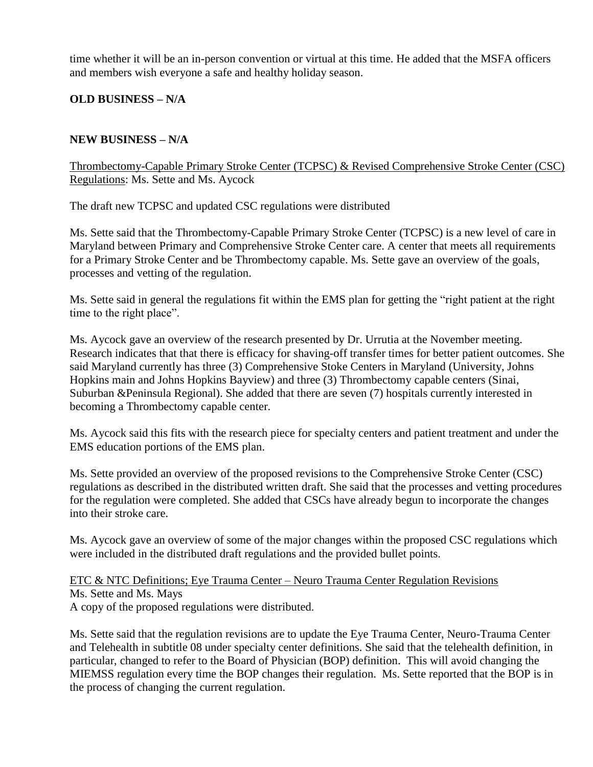time whether it will be an in-person convention or virtual at this time. He added that the MSFA officers and members wish everyone a safe and healthy holiday season.

**OLD BUSINESS – N/A**

**NEW BUSINESS – N/A**

<u>Thrombectomy-Capable Primary Stroke Center (TCPSC) & Revised Comprehensive Stroke Center (CSC) Regulations</u>: Ms. Sette and Ms. Aycock

The draft new TCPSC and updated CSC regulations were distributed

Ms. Sette said that the Thrombectomy-Capable Primary Stroke Center (TCPSC) is a new level of care in Maryland between Primary and Comprehensive Stroke Center care. A center that meets all requirements for a Primary Stroke Center and be Thrombectomy capable. Ms. Sette gave an overview of the goals, processes and vetting of the regulation.

Ms. Sette said in general the regulations fit within the EMS plan for getting the "right patient at the right time to the right place".

Ms. Aycock gave an overview of the research presented by Dr. Urrutia at the November meeting. Research indicates that that there is efficacy for shaving-off transfer times for better patient outcomes. She said Maryland currently has three (3) Comprehensive Stoke Centers in Maryland (University, Johns Hopkins main and Johns Hopkins Bayview) and three (3) Thrombectomy capable centers (Sinai, Suburban &Peninsula Regional). She added that there are seven (7) hospitals currently interested in becoming a Thrombectomy capable center.

Ms. Aycock said this fits with the research piece for specialty centers and patient treatment and under the EMS education portions of the EMS plan.

Ms. Sette provided an overview of the proposed revisions to the Comprehensive Stroke Center (CSC) regulations as described in the distributed written draft. She said that the processes and vetting procedures for the regulation were completed. She added that CSCs have already begun to incorporate the changes into their stroke care.

Ms. Aycock gave an overview of some of the major changes within the proposed CSC regulations which were included in the distributed draft regulations and the provided bullet points.

<u>ETC & NTC Definitions; Eye Trauma Center – Neuro Trauma Center Regulation Revisions</u>
Ms. Sette and Ms. Mays
A copy of the proposed regulations were distributed.

Ms. Sette said that the regulation revisions are to update the Eye Trauma Center, Neuro-Trauma Center and Telehealth in subtitle 08 under specialty center definitions. She said that the telehealth definition, in particular, changed to refer to the Board of Physician (BOP) definition. This will avoid changing the MIEMSS regulation every time the BOP changes their regulation. Ms. Sette reported that the BOP is in the process of changing the current regulation.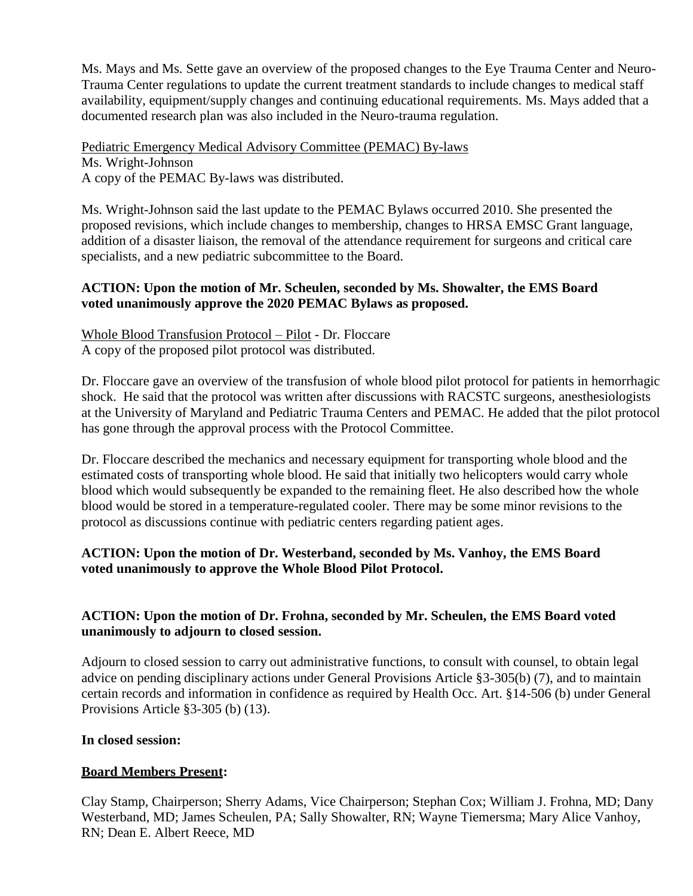Ms. Mays and Ms. Sette gave an overview of the proposed changes to the Eye Trauma Center and Neuro-Trauma Center regulations to update the current treatment standards to include changes to medical staff availability, equipment/supply changes and continuing educational requirements. Ms. Mays added that a documented research plan was also included in the Neuro-trauma regulation.

Pediatric Emergency Medical Advisory Committee (PEMAC) By-laws
Ms. Wright-Johnson
A copy of the PEMAC By-laws was distributed.

Ms. Wright-Johnson said the last update to the PEMAC Bylaws occurred 2010. She presented the proposed revisions, which include changes to membership, changes to HRSA EMSC Grant language, addition of a disaster liaison, the removal of the attendance requirement for surgeons and critical care specialists, and a new pediatric subcommittee to the Board.

**ACTION: Upon the motion of Mr. Scheulen, seconded by Ms. Showalter, the EMS Board voted unanimously approve the 2020 PEMAC Bylaws as proposed.**

Whole Blood Transfusion Protocol – Pilot - Dr. Floccare
A copy of the proposed pilot protocol was distributed.

Dr. Floccare gave an overview of the transfusion of whole blood pilot protocol for patients in hemorrhagic shock. He said that the protocol was written after discussions with RACSTC surgeons, anesthesiologists at the University of Maryland and Pediatric Trauma Centers and PEMAC. He added that the pilot protocol has gone through the approval process with the Protocol Committee.

Dr. Floccare described the mechanics and necessary equipment for transporting whole blood and the estimated costs of transporting whole blood. He said that initially two helicopters would carry whole blood which would subsequently be expanded to the remaining fleet. He also described how the whole blood would be stored in a temperature-regulated cooler. There may be some minor revisions to the protocol as discussions continue with pediatric centers regarding patient ages.

**ACTION: Upon the motion of Dr. Westerband, seconded by Ms. Vanhoy, the EMS Board voted unanimously to approve the Whole Blood Pilot Protocol.**

**ACTION: Upon the motion of Dr. Frohna, seconded by Mr. Scheulen, the EMS Board voted unanimously to adjourn to closed session.**

Adjourn to closed session to carry out administrative functions, to consult with counsel, to obtain legal advice on pending disciplinary actions under General Provisions Article §3-305(b) (7), and to maintain certain records and information in confidence as required by Health Occ. Art. §14-506 (b) under General Provisions Article §3-305 (b) (13).

**In closed session:**

**Board Members Present:**

Clay Stamp, Chairperson; Sherry Adams, Vice Chairperson; Stephan Cox; William J. Frohna, MD; Dany Westerband, MD; James Scheulen, PA; Sally Showalter, RN; Wayne Tiemersma; Mary Alice Vanhoy, RN; Dean E. Albert Reece, MD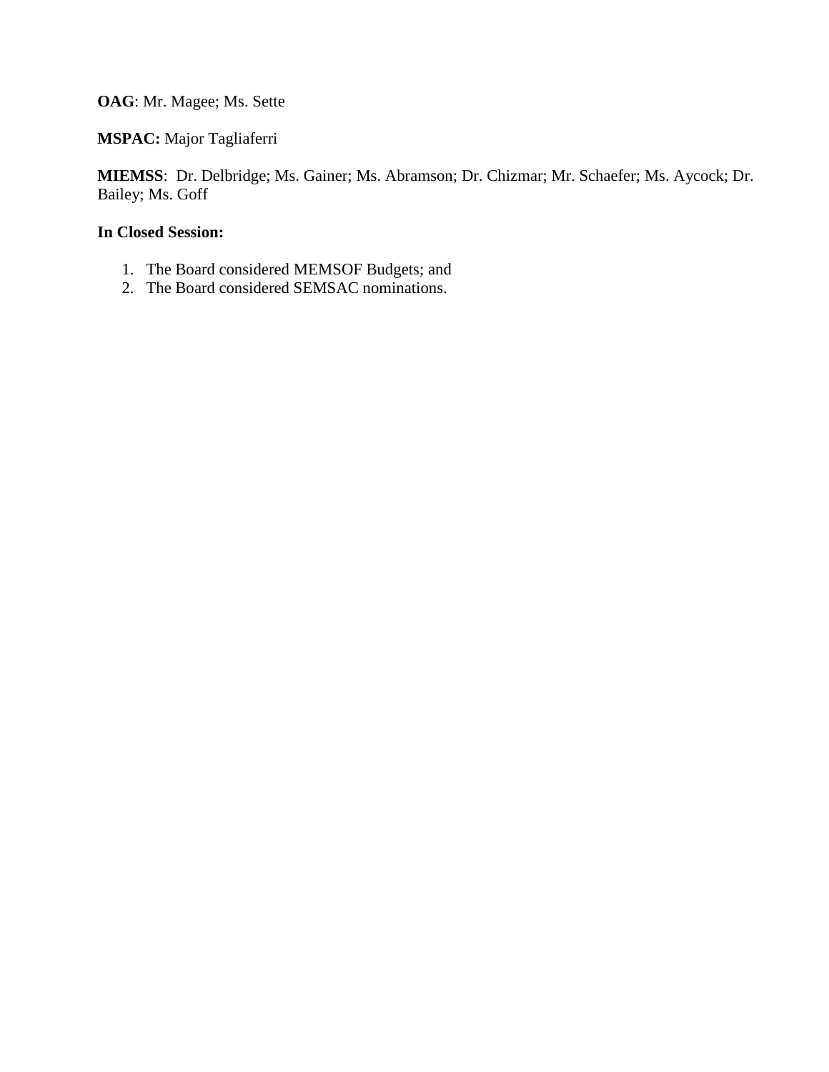**OAG**: Mr. Magee; Ms. Sette

**MSPAC:** Major Tagliaferri

**MIEMSS**: Dr. Delbridge; Ms. Gainer; Ms. Abramson; Dr. Chizmar; Mr. Schaefer; Ms. Aycock; Dr. Bailey; Ms. Goff

**In Closed Session:**

1. The Board considered MEMSOF Budgets; and
2. The Board considered SEMSAC nominations.